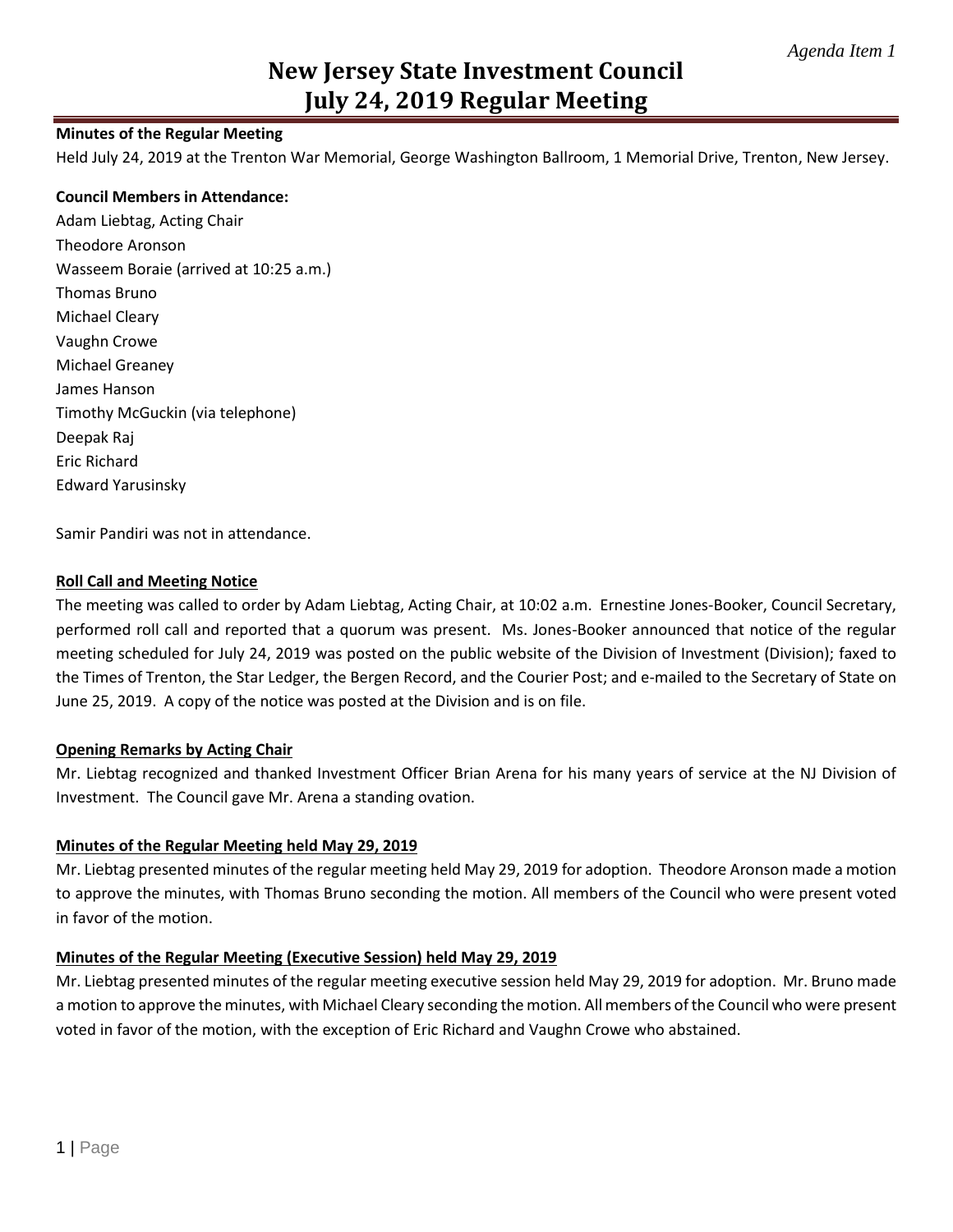*Agenda Item 1*

# New Jersey State Investment Council
# July 24, 2019 Regular Meeting

**Minutes of the Regular Meeting**

Held July 24, 2019 at the Trenton War Memorial, George Washington Ballroom, 1 Memorial Drive, Trenton, New Jersey.

**Council Members in Attendance:**

Adam Liebtag, Acting Chair
Theodore Aronson
Wasseem Boraie (arrived at 10:25 a.m.)
Thomas Bruno
Michael Cleary
Vaughn Crowe
Michael Greaney
James Hanson
Timothy McGuckin (via telephone)
Deepak Raj
Eric Richard
Edward Yarusinsky

Samir Pandiri was not in attendance.

**Roll Call and Meeting Notice**

The meeting was called to order by Adam Liebtag, Acting Chair, at 10:02 a.m. Ernestine Jones-Booker, Council Secretary, performed roll call and reported that a quorum was present. Ms. Jones-Booker announced that notice of the regular meeting scheduled for July 24, 2019 was posted on the public website of the Division of Investment (Division); faxed to the Times of Trenton, the Star Ledger, the Bergen Record, and the Courier Post; and e-mailed to the Secretary of State on June 25, 2019. A copy of the notice was posted at the Division and is on file.

**Opening Remarks by Acting Chair**

Mr. Liebtag recognized and thanked Investment Officer Brian Arena for his many years of service at the NJ Division of Investment. The Council gave Mr. Arena a standing ovation.

**Minutes of the Regular Meeting held May 29, 2019**

Mr. Liebtag presented minutes of the regular meeting held May 29, 2019 for adoption. Theodore Aronson made a motion to approve the minutes, with Thomas Bruno seconding the motion. All members of the Council who were present voted in favor of the motion.

**Minutes of the Regular Meeting (Executive Session) held May 29, 2019**

Mr. Liebtag presented minutes of the regular meeting executive session held May 29, 2019 for adoption. Mr. Bruno made a motion to approve the minutes, with Michael Cleary seconding the motion. All members of the Council who were present voted in favor of the motion, with the exception of Eric Richard and Vaughn Crowe who abstained.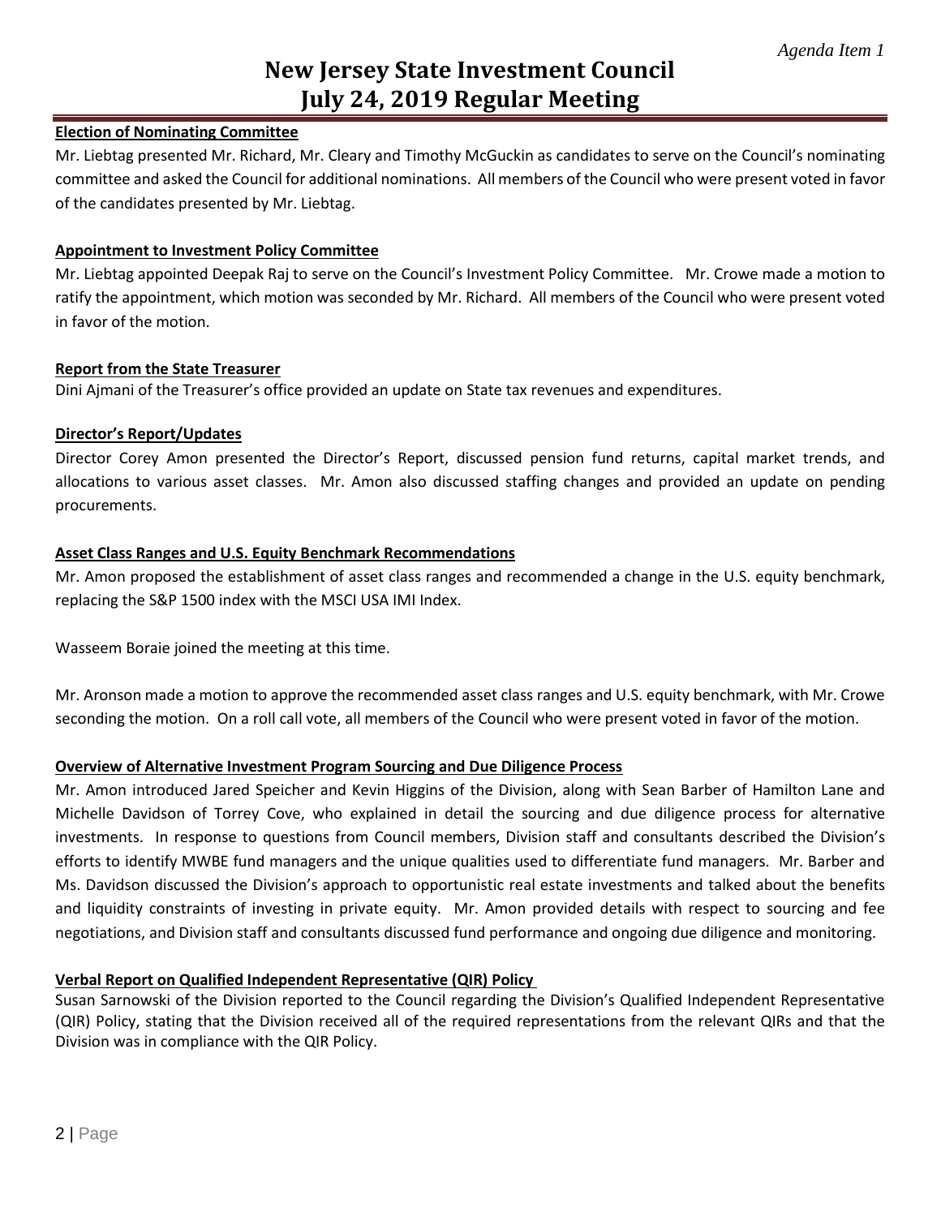**Election of Nominating Committee**

Mr. Liebtag presented Mr. Richard, Mr. Cleary and Timothy McGuckin as candidates to serve on the Council's nominating committee and asked the Council for additional nominations. All members of the Council who were present voted in favor of the candidates presented by Mr. Liebtag.

**Appointment to Investment Policy Committee**

Mr. Liebtag appointed Deepak Raj to serve on the Council's Investment Policy Committee. Mr. Crowe made a motion to ratify the appointment, which motion was seconded by Mr. Richard. All members of the Council who were present voted in favor of the motion.

**Report from the State Treasurer**

Dini Ajmani of the Treasurer's office provided an update on State tax revenues and expenditures.

**Director's Report/Updates**

Director Corey Amon presented the Director's Report, discussed pension fund returns, capital market trends, and allocations to various asset classes. Mr. Amon also discussed staffing changes and provided an update on pending procurements.

**Asset Class Ranges and U.S. Equity Benchmark Recommendations**

Mr. Amon proposed the establishment of asset class ranges and recommended a change in the U.S. equity benchmark, replacing the S&P 1500 index with the MSCI USA IMI Index.

Wasseem Boraie joined the meeting at this time.

Mr. Aronson made a motion to approve the recommended asset class ranges and U.S. equity benchmark, with Mr. Crowe seconding the motion. On a roll call vote, all members of the Council who were present voted in favor of the motion.

**Overview of Alternative Investment Program Sourcing and Due Diligence Process**

Mr. Amon introduced Jared Speicher and Kevin Higgins of the Division, along with Sean Barber of Hamilton Lane and Michelle Davidson of Torrey Cove, who explained in detail the sourcing and due diligence process for alternative investments. In response to questions from Council members, Division staff and consultants described the Division's efforts to identify MWBE fund managers and the unique qualities used to differentiate fund managers. Mr. Barber and Ms. Davidson discussed the Division's approach to opportunistic real estate investments and talked about the benefits and liquidity constraints of investing in private equity. Mr. Amon provided details with respect to sourcing and fee negotiations, and Division staff and consultants discussed fund performance and ongoing due diligence and monitoring.

**Verbal Report on Qualified Independent Representative (QIR) Policy**

Susan Sarnowski of the Division reported to the Council regarding the Division's Qualified Independent Representative (QIR) Policy, stating that the Division received all of the required representations from the relevant QIRs and that the Division was in compliance with the QIR Policy.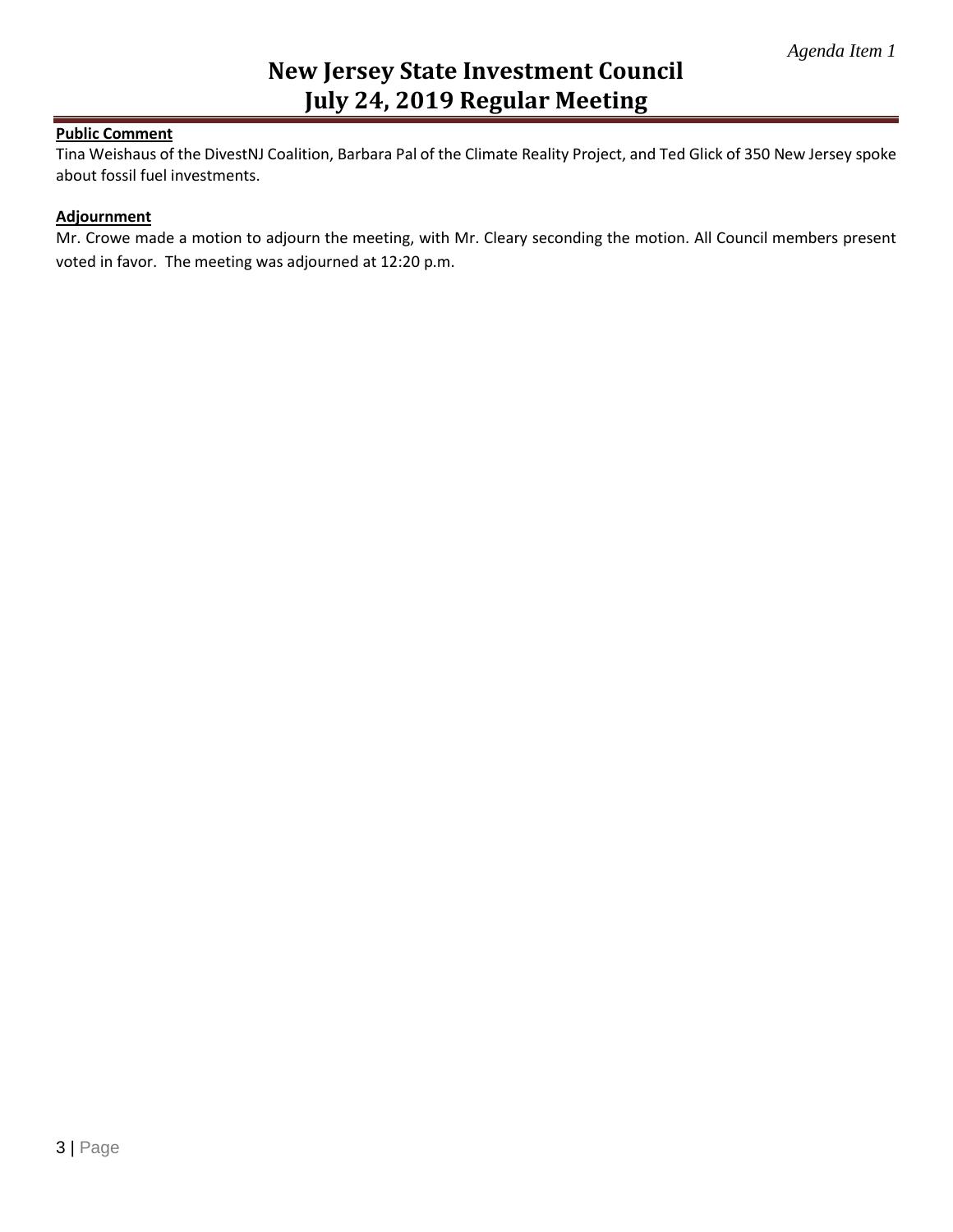**Public Comment**

Tina Weishaus of the DivestNJ Coalition, Barbara Pal of the Climate Reality Project, and Ted Glick of 350 New Jersey spoke about fossil fuel investments.

**Adjournment**

Mr. Crowe made a motion to adjourn the meeting, with Mr. Cleary seconding the motion. All Council members present voted in favor. The meeting was adjourned at 12:20 p.m.